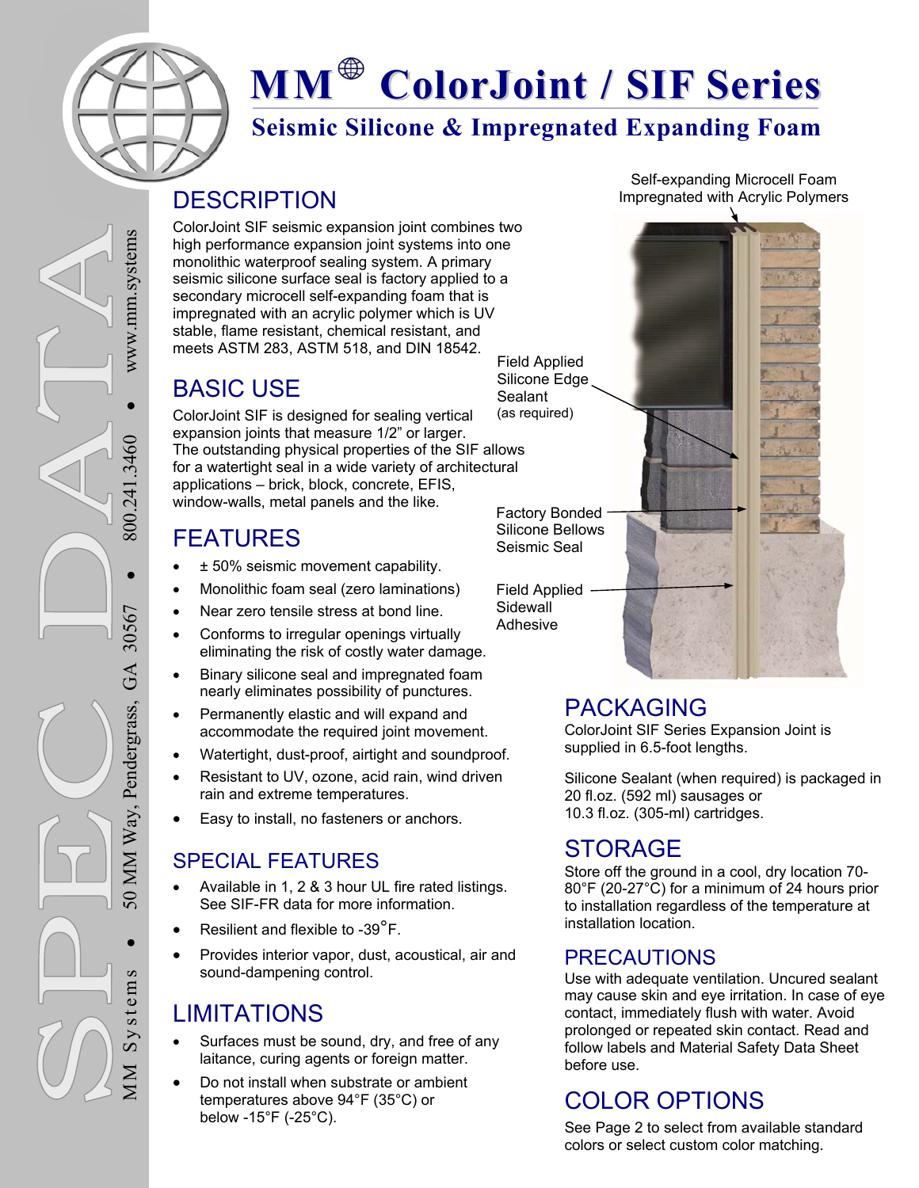# MM® ColorJoint / SIF Series

## Seismic Silicone & Impregnated Expanding Foam

## DESCRIPTION

ColorJoint SIF seismic expansion joint combines two high performance expansion joint systems into one monolithic waterproof sealing system. A primary seismic silicone surface seal is factory applied to a secondary microcell self-expanding foam that is impregnated with an acrylic polymer which is UV stable, flame resistant, chemical resistant, and meets ASTM 283, ASTM 518, and DIN 18542.

## BASIC USE

ColorJoint SIF is designed for sealing vertical expansion joints that measure 1/2” or larger. The outstanding physical properties of the SIF allows for a watertight seal in a wide variety of architectural applications – brick, block, concrete, EFIS, window-walls, metal panels and the like.

## FEATURES

- ± 50% seismic movement capability.
- Monolithic foam seal (zero laminations)
- Near zero tensile stress at bond line.
- Conforms to irregular openings virtually eliminating the risk of costly water damage.
- Binary silicone seal and impregnated foam nearly eliminates possibility of punctures.
- Permanently elastic and will expand and accommodate the required joint movement.
- Watertight, dust-proof, airtight and soundproof.
- Resistant to UV, ozone, acid rain, wind driven rain and extreme temperatures.
- Easy to install, no fasteners or anchors.

## SPECIAL FEATURES

- Available in 1, 2 & 3 hour UL fire rated listings. See SIF-FR data for more information.
- Resilient and flexible to -39°F.
- Provides interior vapor, dust, acoustical, air and sound-dampening control.

## LIMITATIONS

- Surfaces must be sound, dry, and free of any laitance, curing agents or foreign matter.
- Do not install when substrate or ambient temperatures above 94°F (35°C) or below -15°F (-25°C).

Self-expanding Microcell Foam Impregnated with Acrylic Polymers

Field Applied Silicone Edge Sealant (as required)

Factory Bonded Silicone Bellows Seismic Seal

Field Applied Sidewall Adhesive

## PACKAGING

ColorJoint SIF Series Expansion Joint is supplied in 6.5-foot lengths.

Silicone Sealant (when required) is packaged in 20 fl.oz. (592 ml) sausages or 10.3 fl.oz. (305-ml) cartridges.

## STORAGE

Store off the ground in a cool, dry location 70-80°F (20-27°C) for a minimum of 24 hours prior to installation regardless of the temperature at installation location.

## PRECAUTIONS

Use with adequate ventilation. Uncured sealant may cause skin and eye irritation. In case of eye contact, immediately flush with water. Avoid prolonged or repeated skin contact. Read and follow labels and Material Safety Data Sheet before use.

## COLOR OPTIONS

See Page 2 to select from available standard colors or select custom color matching.

SPEC DATA

MM Systems • 50 MM Way, Pendergrass, GA 30567 • 800.241.3460 • www.mm.systems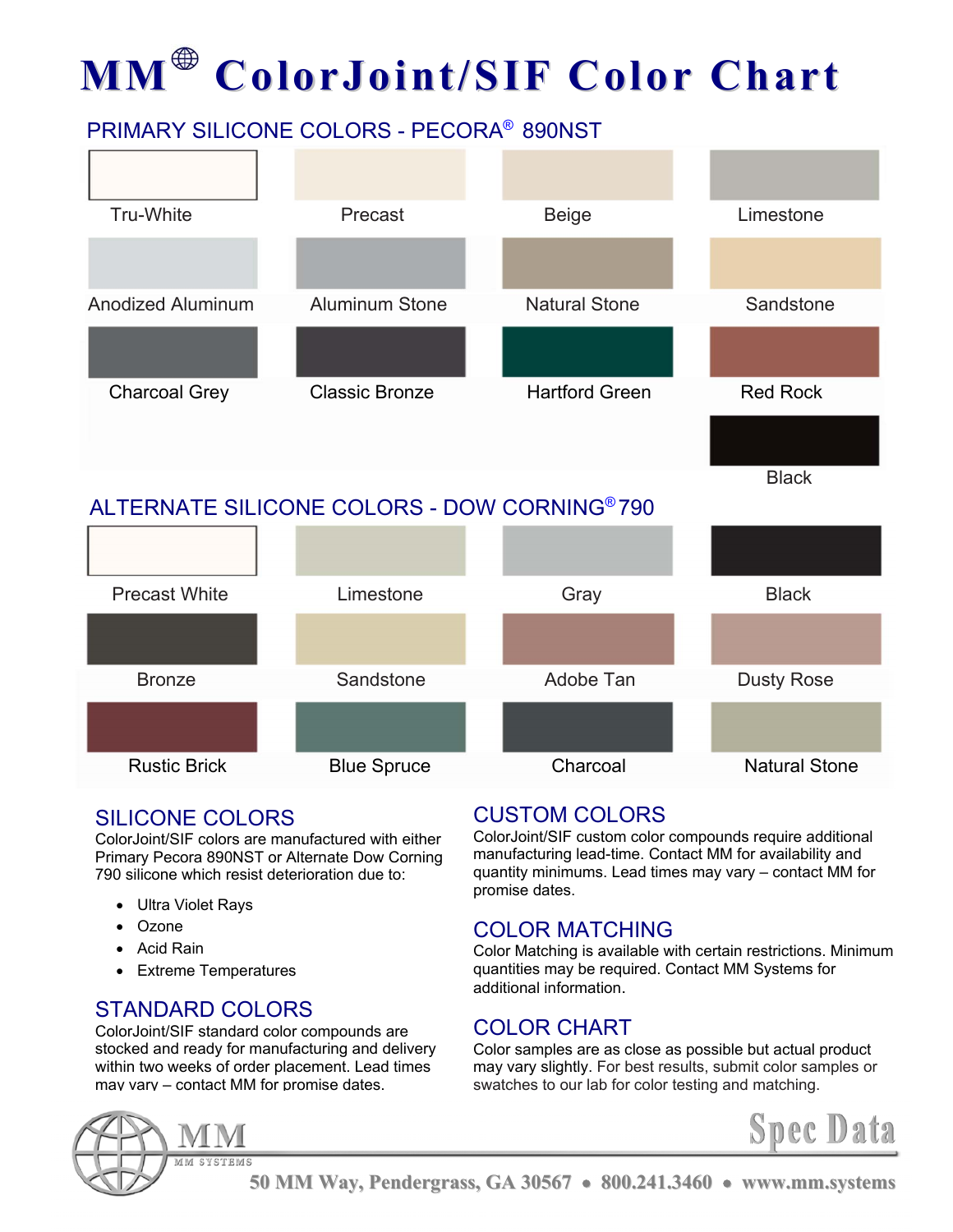# MM® ColorJoint/SIF Color Chart

## PRIMARY SILICONE COLORS - PECORA® 890NST

| | | | |
|---|---|---|---|
| Tru-White | Precast | Beige | Limestone |
| Anodized Aluminum | Aluminum Stone | Natural Stone | Sandstone |
| Charcoal Grey | Classic Bronze | Hartford Green | Red Rock |
| | | | Black |

## ALTERNATE SILICONE COLORS - DOW CORNING® 790

| | | | |
|---|---|---|---|
| Precast White | Limestone | Gray | Black |
| Bronze | Sandstone | Adobe Tan | Dusty Rose |
| Rustic Brick | Blue Spruce | Charcoal | Natural Stone |

## SILICONE COLORS

ColorJoint/SIF colors are manufactured with either Primary Pecora 890NST or Alternate Dow Corning 790 silicone which resist deterioration due to:

- Ultra Violet Rays
- Ozone
- Acid Rain
- Extreme Temperatures

## STANDARD COLORS

ColorJoint/SIF standard color compounds are stocked and ready for manufacturing and delivery within two weeks of order placement. Lead times may vary – contact MM for promise dates.

## CUSTOM COLORS

ColorJoint/SIF custom color compounds require additional manufacturing lead-time. Contact MM for availability and quantity minimums. Lead times may vary – contact MM for promise dates.

## COLOR MATCHING

Color Matching is available with certain restrictions. Minimum quantities may be required. Contact MM Systems for additional information.

## COLOR CHART

Color samples are as close as possible but actual product may vary slightly. For best results, submit color samples or swatches to our lab for color testing and matching.

MM
MM SYSTEMS

Spec Data

50 MM Way, Pendergrass, GA 30567 • 800.241.3460 • www.mm.systems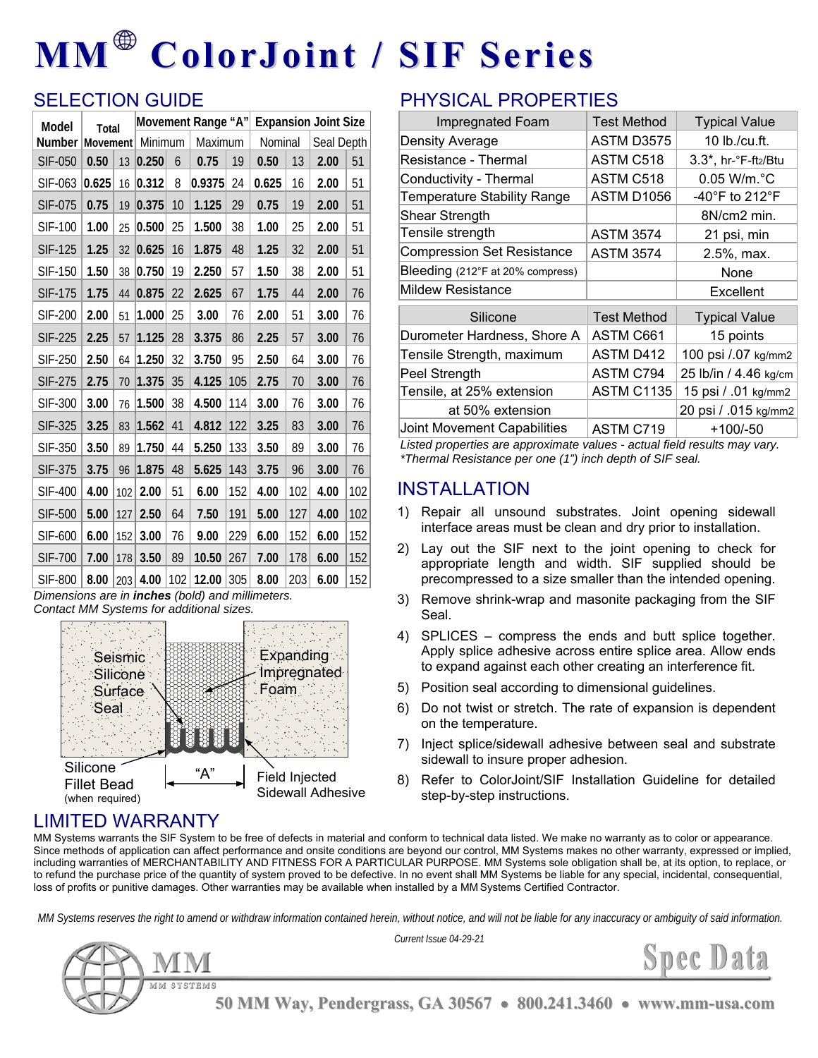# MM® ColorJoint / SIF Series

## SELECTION GUIDE

| Model Number | Total Movement | | Movement Range "A" Minimum | | Movement Range "A" Maximum | | Expansion Joint Size Nominal | | Expansion Joint Size Seal Depth | |
|---|---|---|---|---|---|---|---|---|---|---|
| SIF-050 | **0.50** | 13 | **0.250** | 6 | **0.75** | 19 | **0.50** | 13 | **2.00** | 51 |
| SIF-063 | **0.625** | 16 | **0.312** | 8 | **0.9375** | 24 | **0.625** | 16 | **2.00** | 51 |
| SIF-075 | **0.75** | 19 | **0.375** | 10 | **1.125** | 29 | **0.75** | 19 | **2.00** | 51 |
| SIF-100 | **1.00** | 25 | **0.500** | 25 | **1.500** | 38 | **1.00** | 25 | **2.00** | 51 |
| SIF-125 | **1.25** | 32 | **0.625** | 16 | **1.875** | 48 | **1.25** | 32 | **2.00** | 51 |
| SIF-150 | **1.50** | 38 | **0.750** | 19 | **2.250** | 57 | **1.50** | 38 | **2.00** | 51 |
| SIF-175 | **1.75** | 44 | **0.875** | 22 | **2.625** | 67 | **1.75** | 44 | **2.00** | 76 |
| SIF-200 | **2.00** | 51 | **1.000** | 25 | **3.00** | 76 | **2.00** | 51 | **3.00** | 76 |
| SIF-225 | **2.25** | 57 | **1.125** | 28 | **3.375** | 86 | **2.25** | 57 | **3.00** | 76 |
| SIF-250 | **2.50** | 64 | **1.250** | 32 | **3.750** | 95 | **2.50** | 64 | **3.00** | 76 |
| SIF-275 | **2.75** | 70 | **1.375** | 35 | **4.125** | 105 | **2.75** | 70 | **3.00** | 76 |
| SIF-300 | **3.00** | 76 | **1.500** | 38 | **4.500** | 114 | **3.00** | 76 | **3.00** | 76 |
| SIF-325 | **3.25** | 83 | **1.562** | 41 | **4.812** | 122 | **3.25** | 83 | **3.00** | 76 |
| SIF-350 | **3.50** | 89 | **1.750** | 44 | **5.250** | 133 | **3.50** | 89 | **3.00** | 76 |
| SIF-375 | **3.75** | 96 | **1.875** | 48 | **5.625** | 143 | **3.75** | 96 | **3.00** | 76 |
| SIF-400 | **4.00** | 102 | **2.00** | 51 | **6.00** | 152 | **4.00** | 102 | **4.00** | 102 |
| SIF-500 | **5.00** | 127 | **2.50** | 64 | **7.50** | 191 | **5.00** | 127 | **4.00** | 102 |
| SIF-600 | **6.00** | 152 | **3.00** | 76 | **9.00** | 229 | **6.00** | 152 | **6.00** | 152 |
| SIF-700 | **7.00** | 178 | **3.50** | 89 | **10.50** | 267 | **7.00** | 178 | **6.00** | 152 |
| SIF-800 | **8.00** | 203 | **4.00** | 102 | **12.00** | 305 | **8.00** | 203 | **6.00** | 152 |

*Dimensions are in **inches** (bold) and millimeters.*
*Contact MM Systems for additional sizes.*

Seismic Silicone Surface Seal
Expanding Impregnated Foam
Silicone Fillet Bead (when required)
"A"
Field Injected Sidewall Adhesive

## PHYSICAL PROPERTIES

| Impregnated Foam | Test Method | Typical Value |
|---|---|---|
| Density Average | ASTM D3575 | 10 lb./cu.ft. |
| Resistance - Thermal | ASTM C518 | 3.3*, hr-°F-ft2/Btu |
| Conductivity - Thermal | ASTM C518 | 0.05 W/m.°C |
| Temperature Stability Range | ASTM D1056 | -40°F to 212°F |
| Shear Strength | | 8N/cm2 min. |
| Tensile strength | ASTM 3574 | 21 psi, min |
| Compression Set Resistance | ASTM 3574 | 2.5%, max. |
| Bleeding (212°F at 20% compress) | | None |
| Mildew Resistance | | Excellent |

| Silicone | Test Method | Typical Value |
|---|---|---|
| Durometer Hardness, Shore A | ASTM C661 | 15 points |
| Tensile Strength, maximum | ASTM D412 | 100 psi /.07 kg/mm2 |
| Peel Strength | ASTM C794 | 25 lb/in / 4.46 kg/cm |
| Tensile, at 25% extension | ASTM C1135 | 15 psi / .01 kg/mm2 |
| at 50% extension | | 20 psi / .015 kg/mm2 |
| Joint Movement Capabilities | ASTM C719 | +100/-50 |

*Listed properties are approximate values - actual field results may vary.*
*\*Thermal Resistance per one (1") inch depth of SIF seal.*

## INSTALLATION

1) Repair all unsound substrates. Joint opening sidewall interface areas must be clean and dry prior to installation.
2) Lay out the SIF next to the joint opening to check for appropriate length and width. SIF supplied should be precompressed to a size smaller than the intended opening.
3) Remove shrink-wrap and masonite packaging from the SIF Seal.
4) SPLICES – compress the ends and butt splice together. Apply splice adhesive across entire splice area. Allow ends to expand against each other creating an interference fit.
5) Position seal according to dimensional guidelines.
6) Do not twist or stretch. The rate of expansion is dependent on the temperature.
7) Inject splice/sidewall adhesive between seal and substrate sidewall to insure proper adhesion.
8) Refer to ColorJoint/SIF Installation Guideline for detailed step-by-step instructions.

## LIMITED WARRANTY

MM Systems warrants the SIF System to be free of defects in material and conform to technical data listed. We make no warranty as to color or appearance. Since methods of application can affect performance and onsite conditions are beyond our control, MM Systems makes no other warranty, expressed or implied, including warranties of MERCHANTABILITY AND FITNESS FOR A PARTICULAR PURPOSE. MM Systems sole obligation shall be, at its option, to replace, or to refund the purchase price of the quantity of system proved to be defective. In no event shall MM Systems be liable for any special, incidental, consequential, loss of profits or punitive damages. Other warranties may be available when installed by a MM Systems Certified Contractor.

*MM Systems reserves the right to amend or withdraw information contained herein, without notice, and will not be liable for any inaccuracy or ambiguity of said information.*

*Current Issue 04-29-21*

MM
MM SYSTEMS

Spec Data

50 MM Way, Pendergrass, GA 30567 • 800.241.3460 • www.mm-usa.com